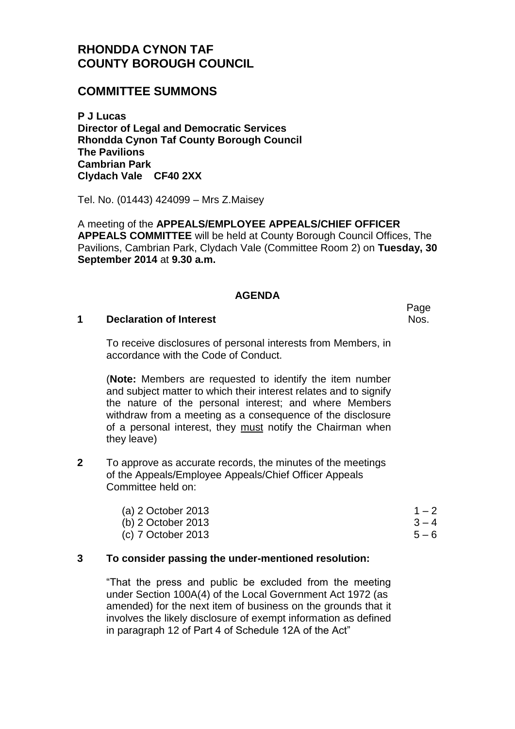# RHONDDA CYNON TAF COUNTY BOROUGH COUNCIL

## COMMITTEE SUMMONS

**P J Lucas**
**Director of Legal and Democratic Services**
**Rhondda Cynon Taf County Borough Council**
**The Pavilions**
**Cambrian Park**
**Clydach Vale CF40 2XX**

Tel. No. (01443) 424099 – Mrs Z.Maisey

A meeting of the **APPEALS/EMPLOYEE APPEALS/CHIEF OFFICER APPEALS COMMITTEE** will be held at County Borough Council Offices, The Pavilions, Cambrian Park, Clydach Vale (Committee Room 2) on **Tuesday, 30 September 2014** at **9.30 a.m.**

**AGENDA**

Page Nos.

**1 Declaration of Interest**

To receive disclosures of personal interests from Members, in accordance with the Code of Conduct.

(**Note:** Members are requested to identify the item number and subject matter to which their interest relates and to signify the nature of the personal interest; and where Members withdraw from a meeting as a consequence of the disclosure of a personal interest, they must notify the Chairman when they leave)

**2** To approve as accurate records, the minutes of the meetings of the Appeals/Employee Appeals/Chief Officer Appeals Committee held on:

| | |
|---|---|
| (a) 2 October 2013 | 1 – 2 |
| (b) 2 October 2013 | 3 – 4 |
| (c) 7 October 2013 | 5 – 6 |

**3 To consider passing the under-mentioned resolution:**

"That the press and public be excluded from the meeting under Section 100A(4) of the Local Government Act 1972 (as amended) for the next item of business on the grounds that it involves the likely disclosure of exempt information as defined in paragraph 12 of Part 4 of Schedule 12A of the Act"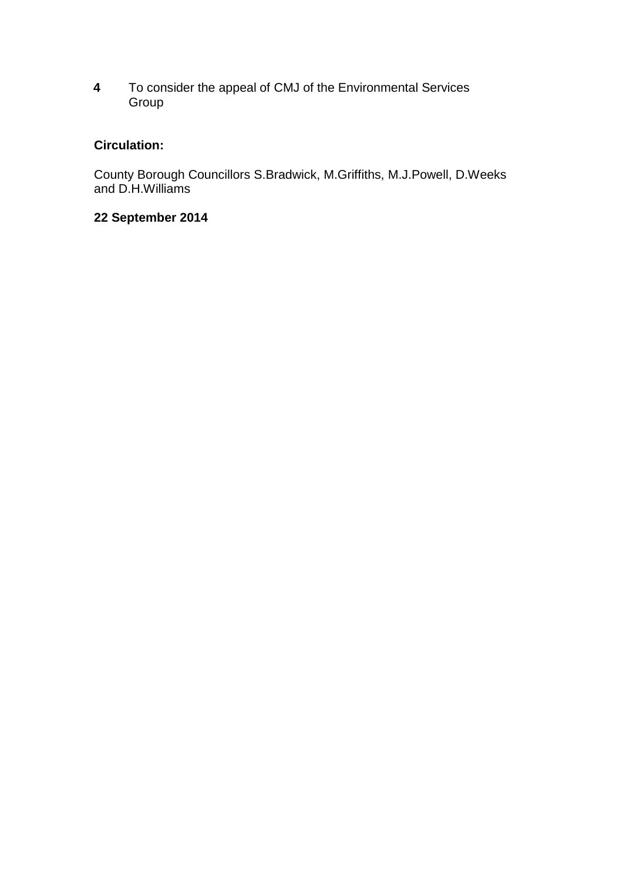4 To consider the appeal of CMJ of the Environmental Services Group

**Circulation:**

County Borough Councillors S.Bradwick, M.Griffiths, M.J.Powell, D.Weeks and D.H.Williams

**22 September 2014**